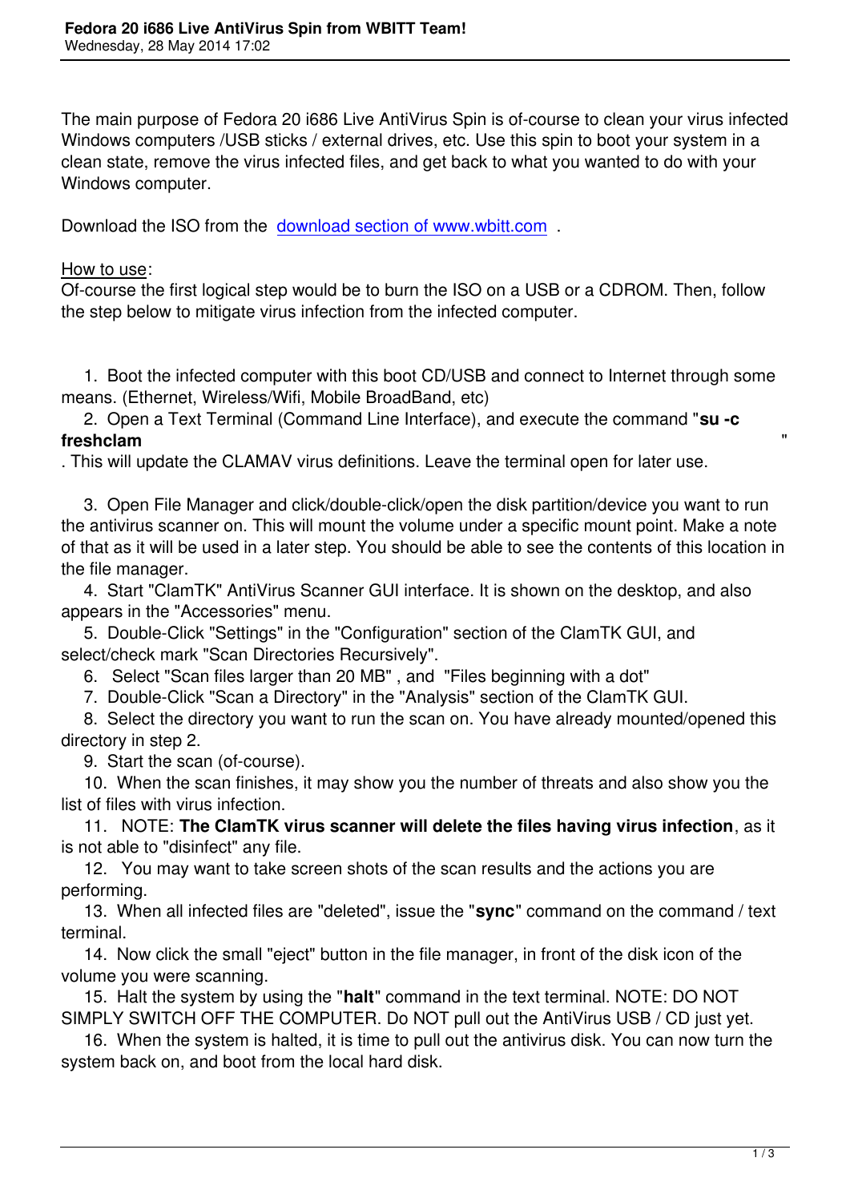# Fedora 20 i686 Live AntiVirus Spin from WBITT Team!

Wednesday, 28 May 2014 17:02

The main purpose of Fedora 20 i686 Live AntiVirus Spin is of-course to clean your virus infected Windows computers /USB sticks / external drives, etc. Use this spin to boot your system in a clean state, remove the virus infected files, and get back to what you wanted to do with your Windows computer.

Download the ISO from the download section of www.wbitt.com .

How to use:
Of-course the first logical step would be to burn the ISO on a USB or a CDROM. Then, follow the step below to mitigate virus infection from the infected computer.

1. Boot the infected computer with this boot CD/USB and connect to Internet through some means. (Ethernet, Wireless/Wifi, Mobile BroadBand, etc)
2. Open a Text Terminal (Command Line Interface), and execute the command "**su -c freshclam**" . This will update the CLAMAV virus definitions. Leave the terminal open for later use.
3. Open File Manager and click/double-click/open the disk partition/device you want to run the antivirus scanner on. This will mount the volume under a specific mount point. Make a note of that as it will be used in a later step. You should be able to see the contents of this location in the file manager.
4. Start "ClamTK" AntiVirus Scanner GUI interface. It is shown on the desktop, and also appears in the "Accessories" menu.
5. Double-Click "Settings" in the "Configuration" section of the ClamTK GUI, and select/check mark "Scan Directories Recursively".
6. Select "Scan files larger than 20 MB" , and "Files beginning with a dot"
7. Double-Click "Scan a Directory" in the "Analysis" section of the ClamTK GUI.
8. Select the directory you want to run the scan on. You have already mounted/opened this directory in step 2.
9. Start the scan (of-course).
10. When the scan finishes, it may show you the number of threats and also show you the list of files with virus infection.
11. NOTE: **The ClamTK virus scanner will delete the files having virus infection**, as it is not able to "disinfect" any file.
12. You may want to take screen shots of the scan results and the actions you are performing.
13. When all infected files are "deleted", issue the "**sync**" command on the command / text terminal.
14. Now click the small "eject" button in the file manager, in front of the disk icon of the volume you were scanning.
15. Halt the system by using the "**halt**" command in the text terminal. NOTE: DO NOT SIMPLY SWITCH OFF THE COMPUTER. Do NOT pull out the AntiVirus USB / CD just yet.
16. When the system is halted, it is time to pull out the antivirus disk. You can now turn the system back on, and boot from the local hard disk.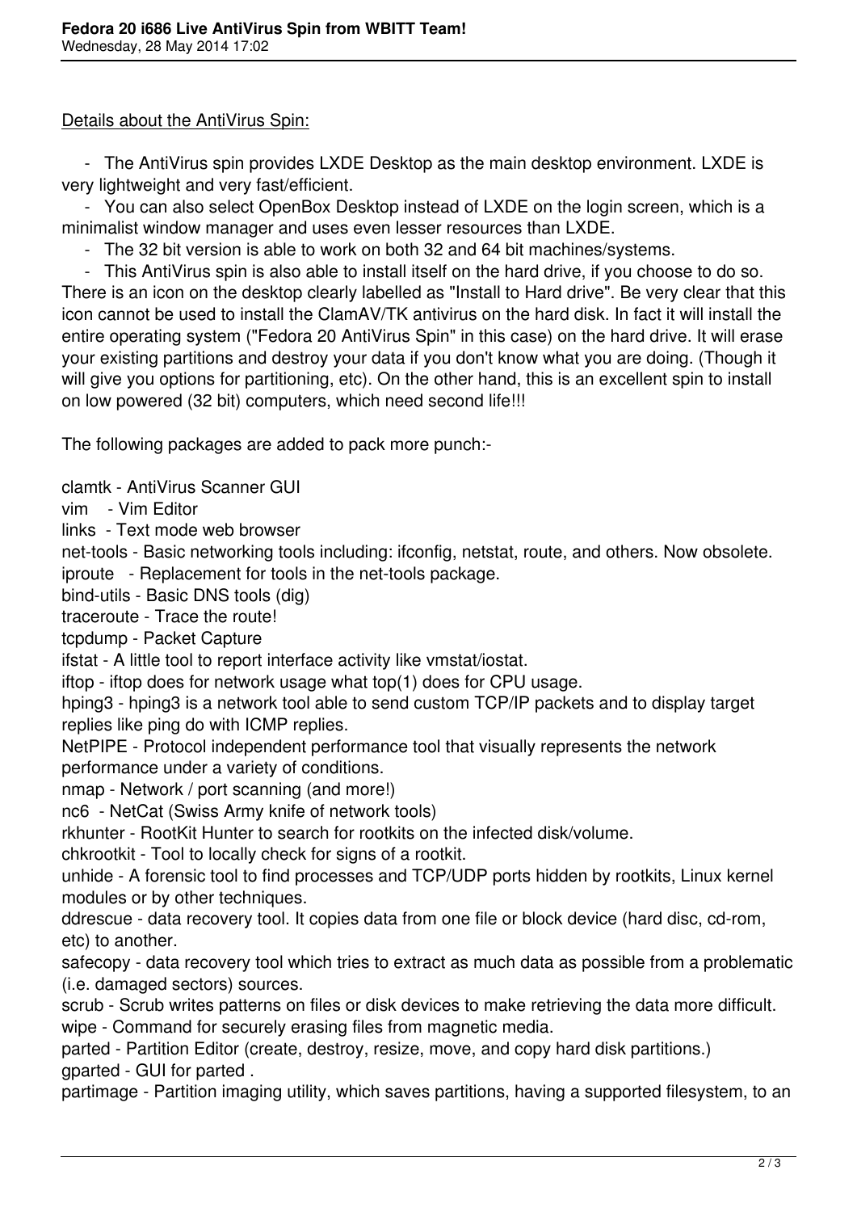Details about the AntiVirus Spin:

- The AntiVirus spin provides LXDE Desktop as the main desktop environment. LXDE is very lightweight and very fast/efficient.
- You can also select OpenBox Desktop instead of LXDE on the login screen, which is a minimalist window manager and uses even lesser resources than LXDE.
- The 32 bit version is able to work on both 32 and 64 bit machines/systems.
- This AntiVirus spin is also able to install itself on the hard drive, if you choose to do so. There is an icon on the desktop clearly labelled as "Install to Hard drive". Be very clear that this icon cannot be used to install the ClamAV/TK antivirus on the hard disk. In fact it will install the entire operating system ("Fedora 20 AntiVirus Spin" in this case) on the hard drive. It will erase your existing partitions and destroy your data if you don't know what you are doing. (Though it will give you options for partitioning, etc). On the other hand, this is an excellent spin to install on low powered (32 bit) computers, which need second life!!!

The following packages are added to pack more punch:-

clamtk - AntiVirus Scanner GUI
vim - Vim Editor
links - Text mode web browser
net-tools - Basic networking tools including: ifconfig, netstat, route, and others. Now obsolete.
iproute - Replacement for tools in the net-tools package.
bind-utils - Basic DNS tools (dig)
traceroute - Trace the route!
tcpdump - Packet Capture
ifstat - A little tool to report interface activity like vmstat/iostat.
iftop - iftop does for network usage what top(1) does for CPU usage.
hping3 - hping3 is a network tool able to send custom TCP/IP packets and to display target replies like ping do with ICMP replies.
NetPIPE - Protocol independent performance tool that visually represents the network performance under a variety of conditions.
nmap - Network / port scanning (and more!)
nc6 - NetCat (Swiss Army knife of network tools)
rkhunter - RootKit Hunter to search for rootkits on the infected disk/volume.
chkrootkit - Tool to locally check for signs of a rootkit.
unhide - A forensic tool to find processes and TCP/UDP ports hidden by rootkits, Linux kernel modules or by other techniques.
ddrescue - data recovery tool. It copies data from one file or block device (hard disc, cd-rom, etc) to another.
safecopy - data recovery tool which tries to extract as much data as possible from a problematic (i.e. damaged sectors) sources.
scrub - Scrub writes patterns on files or disk devices to make retrieving the data more difficult.
wipe - Command for securely erasing files from magnetic media.
parted - Partition Editor (create, destroy, resize, move, and copy hard disk partitions.)
gparted - GUI for parted .
partimage - Partition imaging utility, which saves partitions, having a supported filesystem, to an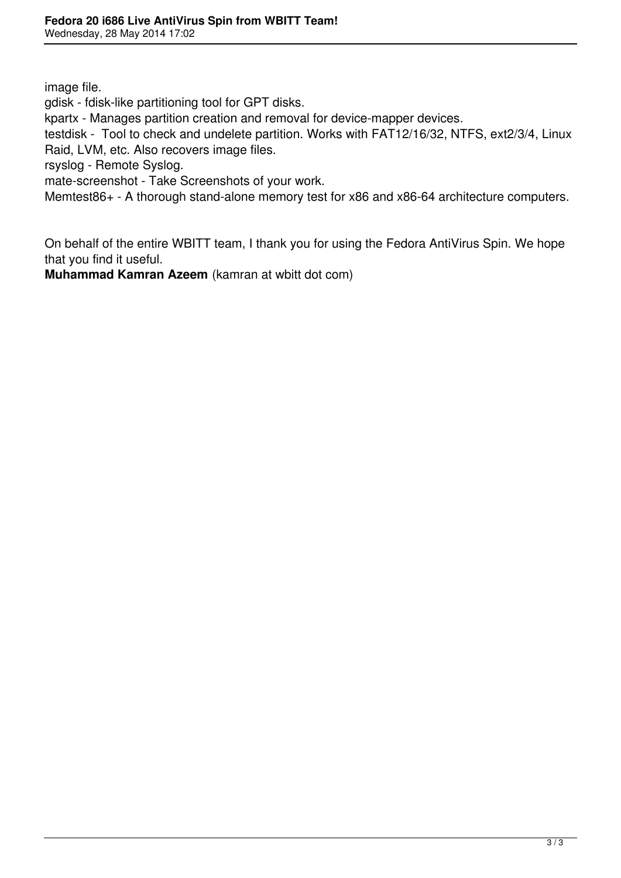image file.

gdisk - fdisk-like partitioning tool for GPT disks.

kpartx - Manages partition creation and removal for device-mapper devices.

testdisk -  Tool to check and undelete partition. Works with FAT12/16/32, NTFS, ext2/3/4, Linux Raid, LVM, etc. Also recovers image files.

rsyslog - Remote Syslog.

mate-screenshot - Take Screenshots of your work.

Memtest86+ - A thorough stand-alone memory test for x86 and x86-64 architecture computers.

On behalf of the entire WBITT team, I thank you for using the Fedora AntiVirus Spin. We hope that you find it useful.

**Muhammad Kamran Azeem** (kamran at wbitt dot com)